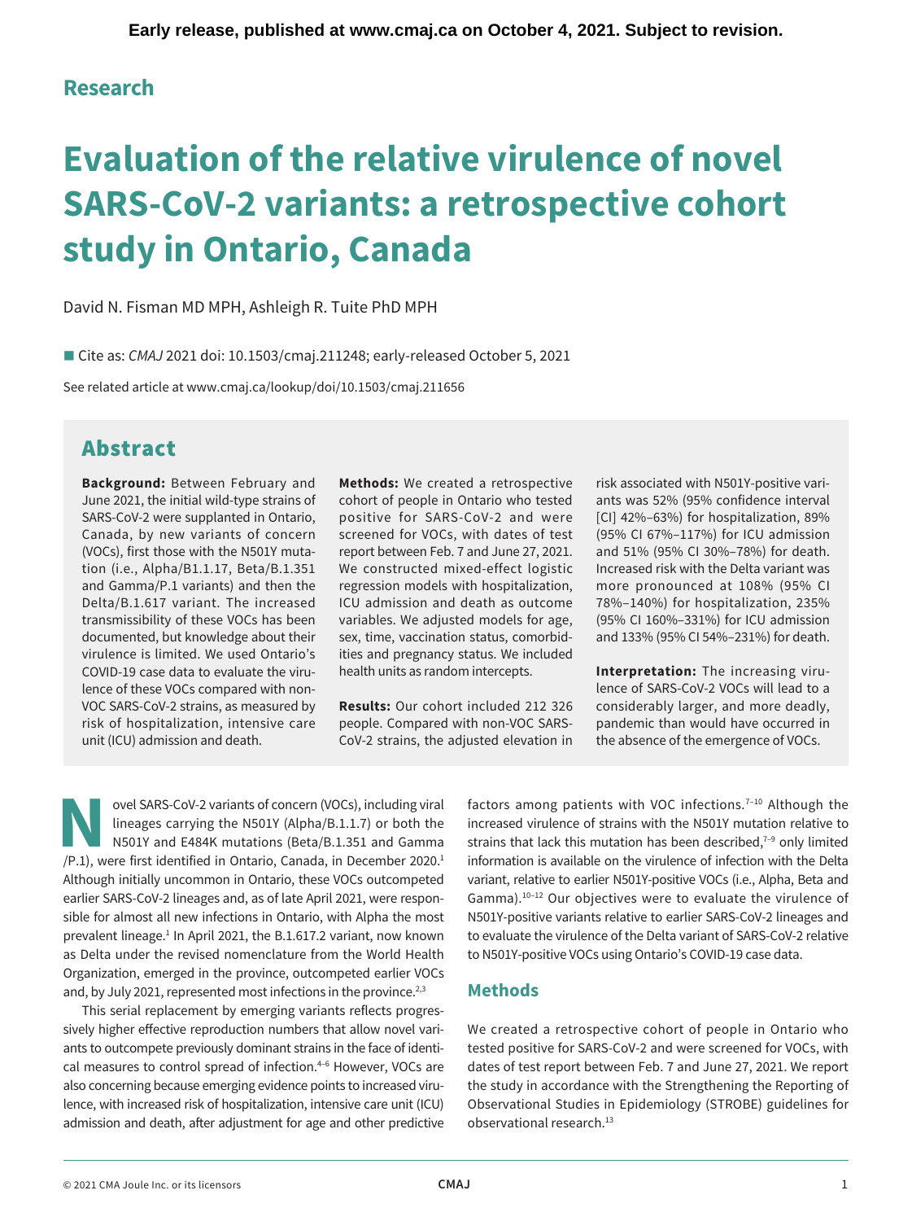Early release, published at www.cmaj.ca on October 4, 2021. Subject to revision.

**Research**

# Evaluation of the relative virulence of novel SARS-CoV-2 variants: a retrospective cohort study in Ontario, Canada

David N. Fisman MD MPH, Ashleigh R. Tuite PhD MPH

■ Cite as: *CMAJ* 2021 doi: 10.1503/cmaj.211248; early-released October 5, 2021

See related article at www.cmaj.ca/lookup/doi/10.1503/cmaj.211656

## Abstract

**Background:** Between February and June 2021, the initial wild-type strains of SARS-CoV-2 were supplanted in Ontario, Canada, by new variants of concern (VOCs), first those with the N501Y mutation (i.e., Alpha/B1.1.17, Beta/B.1.351 and Gamma/P.1 variants) and then the Delta/B.1.617 variant. The increased transmissibility of these VOCs has been documented, but knowledge about their virulence is limited. We used Ontario's COVID-19 case data to evaluate the virulence of these VOCs compared with non-VOC SARS-CoV-2 strains, as measured by risk of hospitalization, intensive care unit (ICU) admission and death.

**Methods:** We created a retrospective cohort of people in Ontario who tested positive for SARS-CoV-2 and were screened for VOCs, with dates of test report between Feb. 7 and June 27, 2021. We constructed mixed-effect logistic regression models with hospitalization, ICU admission and death as outcome variables. We adjusted models for age, sex, time, vaccination status, comorbidities and pregnancy status. We included health units as random intercepts.

**Results:** Our cohort included 212 326 people. Compared with non-VOC SARS-CoV-2 strains, the adjusted elevation in risk associated with N501Y-positive variants was 52% (95% confidence interval [CI] 42%–63%) for hospitalization, 89% (95% CI 67%–117%) for ICU admission and 51% (95% CI 30%–78%) for death. Increased risk with the Delta variant was more pronounced at 108% (95% CI 78%–140%) for hospitalization, 235% (95% CI 160%–331%) for ICU admission and 133% (95% CI 54%–231%) for death.

**Interpretation:** The increasing virulence of SARS-CoV-2 VOCs will lead to a considerably larger, and more deadly, pandemic than would have occurred in the absence of the emergence of VOCs.

Novel SARS-CoV-2 variants of concern (VOCs), including viral lineages carrying the N501Y (Alpha/B.1.1.7) or both the N501Y and E484K mutations (Beta/B.1.351 and Gamma /P.1), were first identified in Ontario, Canada, in December 2020.[1] Although initially uncommon in Ontario, these VOCs outcompeted earlier SARS-CoV-2 lineages and, as of late April 2021, were responsible for almost all new infections in Ontario, with Alpha the most prevalent lineage.[1] In April 2021, the B.1.617.2 variant, now known as Delta under the revised nomenclature from the World Health Organization, emerged in the province, outcompeted earlier VOCs and, by July 2021, represented most infections in the province.[2,3]

This serial replacement by emerging variants reflects progressively higher effective reproduction numbers that allow novel variants to outcompete previously dominant strains in the face of identical measures to control spread of infection.[4–6] However, VOCs are also concerning because emerging evidence points to increased virulence, with increased risk of hospitalization, intensive care unit (ICU) admission and death, after adjustment for age and other predictive factors among patients with VOC infections.[7–10] Although the increased virulence of strains with the N501Y mutation relative to strains that lack this mutation has been described,[7–9] only limited information is available on the virulence of infection with the Delta variant, relative to earlier N501Y-positive VOCs (i.e., Alpha, Beta and Gamma).[10–12] Our objectives were to evaluate the virulence of N501Y-positive variants relative to earlier SARS-CoV-2 lineages and to evaluate the virulence of the Delta variant of SARS-CoV-2 relative to N501Y-positive VOCs using Ontario's COVID-19 case data.

## Methods

We created a retrospective cohort of people in Ontario who tested positive for SARS-CoV-2 and were screened for VOCs, with dates of test report between Feb. 7 and June 27, 2021. We report the study in accordance with the Strengthening the Reporting of Observational Studies in Epidemiology (STROBE) guidelines for observational research.[13]

© 2021 CMA Joule Inc. or its licensors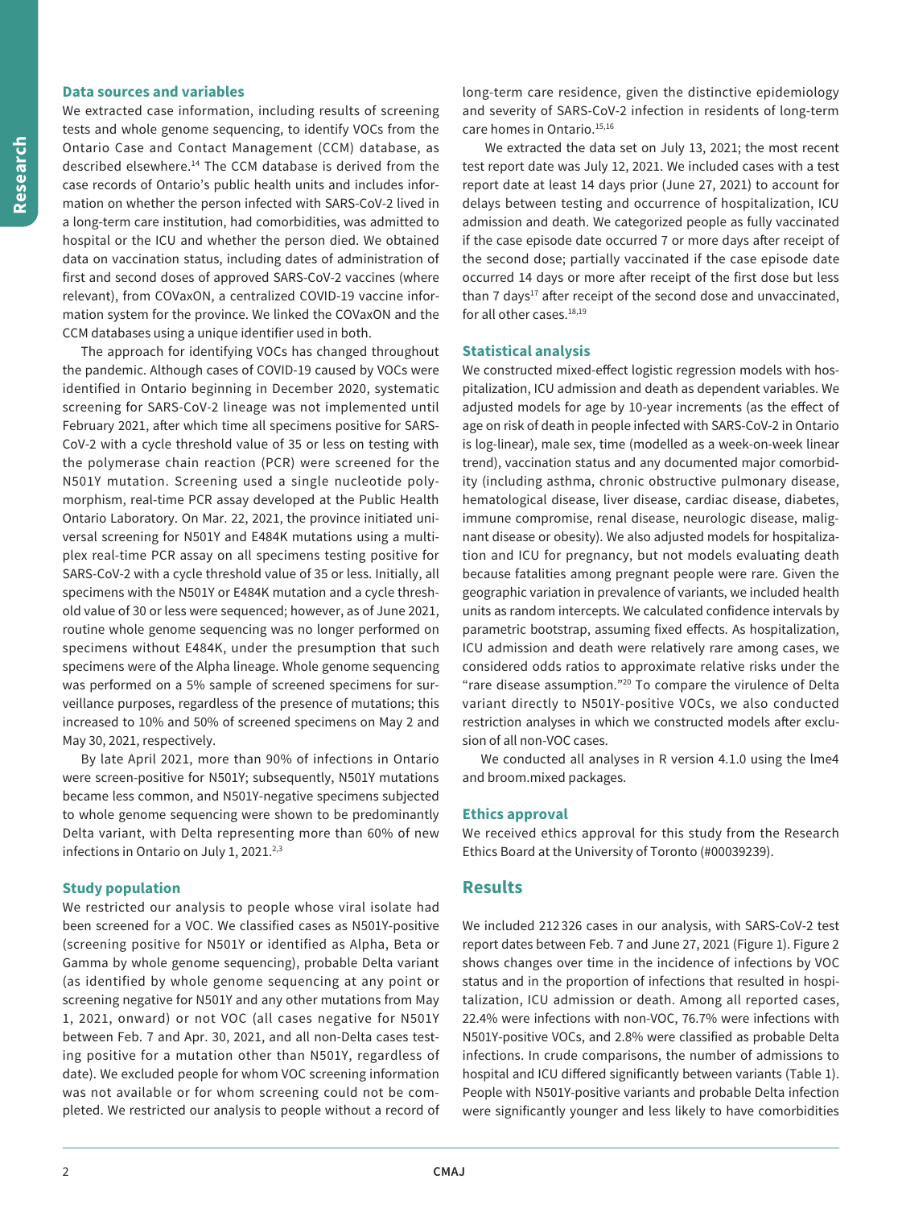### Data sources and variables

We extracted case information, including results of screening tests and whole genome sequencing, to identify VOCs from the Ontario Case and Contact Management (CCM) database, as described elsewhere.[14] The CCM database is derived from the case records of Ontario's public health units and includes information on whether the person infected with SARS-CoV-2 lived in a long-term care institution, had comorbidities, was admitted to hospital or the ICU and whether the person died. We obtained data on vaccination status, including dates of administration of first and second doses of approved SARS-CoV-2 vaccines (where relevant), from COVaxON, a centralized COVID-19 vaccine information system for the province. We linked the COVaxON and the CCM databases using a unique identifier used in both.

The approach for identifying VOCs has changed throughout the pandemic. Although cases of COVID-19 caused by VOCs were identified in Ontario beginning in December 2020, systematic screening for SARS-CoV-2 lineage was not implemented until February 2021, after which time all specimens positive for SARS-CoV-2 with a cycle threshold value of 35 or less on testing with the polymerase chain reaction (PCR) were screened for the N501Y mutation. Screening used a single nucleotide polymorphism, real-time PCR assay developed at the Public Health Ontario Laboratory. On Mar. 22, 2021, the province initiated universal screening for N501Y and E484K mutations using a multiplex real-time PCR assay on all specimens testing positive for SARS-CoV-2 with a cycle threshold value of 35 or less. Initially, all specimens with the N501Y or E484K mutation and a cycle threshold value of 30 or less were sequenced; however, as of June 2021, routine whole genome sequencing was no longer performed on specimens without E484K, under the presumption that such specimens were of the Alpha lineage. Whole genome sequencing was performed on a 5% sample of screened specimens for surveillance purposes, regardless of the presence of mutations; this increased to 10% and 50% of screened specimens on May 2 and May 30, 2021, respectively.

By late April 2021, more than 90% of infections in Ontario were screen-positive for N501Y; subsequently, N501Y mutations became less common, and N501Y-negative specimens subjected to whole genome sequencing were shown to be predominantly Delta variant, with Delta representing more than 60% of new infections in Ontario on July 1, 2021.[2,3]

### Study population

We restricted our analysis to people whose viral isolate had been screened for a VOC. We classified cases as N501Y-positive (screening positive for N501Y or identified as Alpha, Beta or Gamma by whole genome sequencing), probable Delta variant (as identified by whole genome sequencing at any point or screening negative for N501Y and any other mutations from May 1, 2021, onward) or not VOC (all cases negative for N501Y between Feb. 7 and Apr. 30, 2021, and all non-Delta cases testing positive for a mutation other than N501Y, regardless of date). We excluded people for whom VOC screening information was not available or for whom screening could not be completed. We restricted our analysis to people without a record of long-term care residence, given the distinctive epidemiology and severity of SARS-CoV-2 infection in residents of long-term care homes in Ontario.[15,16]

We extracted the data set on July 13, 2021; the most recent test report date was July 12, 2021. We included cases with a test report date at least 14 days prior (June 27, 2021) to account for delays between testing and occurrence of hospitalization, ICU admission and death. We categorized people as fully vaccinated if the case episode date occurred 7 or more days after receipt of the second dose; partially vaccinated if the case episode date occurred 14 days or more after receipt of the first dose but less than 7 days[17] after receipt of the second dose and unvaccinated, for all other cases.[18,19]

### Statistical analysis

We constructed mixed-effect logistic regression models with hospitalization, ICU admission and death as dependent variables. We adjusted models for age by 10-year increments (as the effect of age on risk of death in people infected with SARS-CoV-2 in Ontario is log-linear), male sex, time (modelled as a week-on-week linear trend), vaccination status and any documented major comorbidity (including asthma, chronic obstructive pulmonary disease, hematological disease, liver disease, cardiac disease, diabetes, immune compromise, renal disease, neurologic disease, malignant disease or obesity). We also adjusted models for hospitalization and ICU for pregnancy, but not models evaluating death because fatalities among pregnant people were rare. Given the geographic variation in prevalence of variants, we included health units as random intercepts. We calculated confidence intervals by parametric bootstrap, assuming fixed effects. As hospitalization, ICU admission and death were relatively rare among cases, we considered odds ratios to approximate relative risks under the "rare disease assumption."[20] To compare the virulence of Delta variant directly to N501Y-positive VOCs, we also conducted restriction analyses in which we constructed models after exclusion of all non-VOC cases.

We conducted all analyses in R version 4.1.0 using the lme4 and broom.mixed packages.

### Ethics approval

We received ethics approval for this study from the Research Ethics Board at the University of Toronto (#00039239).

## Results

We included 212 326 cases in our analysis, with SARS-CoV-2 test report dates between Feb. 7 and June 27, 2021 (Figure 1). Figure 2 shows changes over time in the incidence of infections by VOC status and in the proportion of infections that resulted in hospitalization, ICU admission or death. Among all reported cases, 22.4% were infections with non-VOC, 76.7% were infections with N501Y-positive VOCs, and 2.8% were classified as probable Delta infections. In crude comparisons, the number of admissions to hospital and ICU differed significantly between variants (Table 1). People with N501Y-positive variants and probable Delta infection were significantly younger and less likely to have comorbidities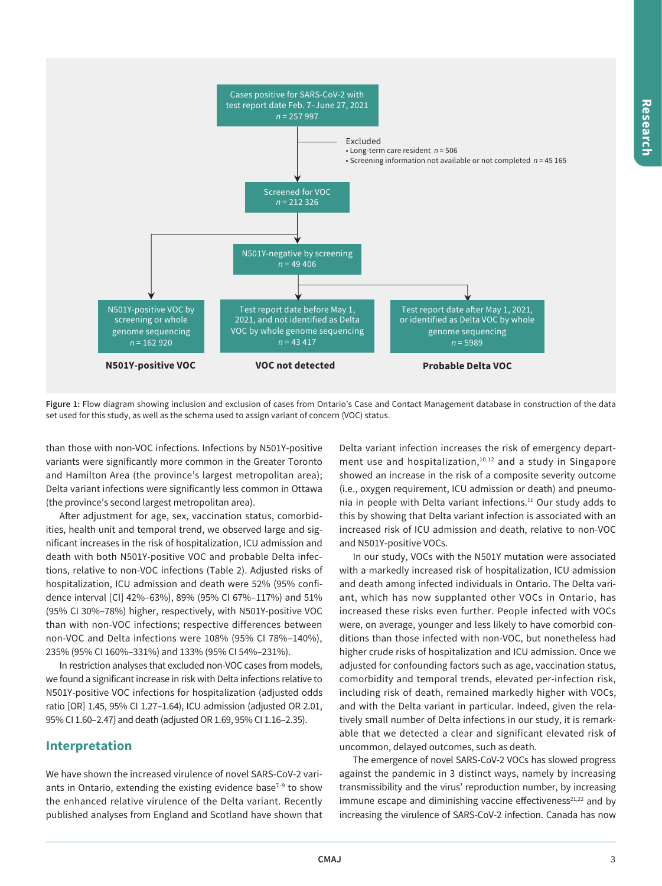Cases positive for SARS-CoV-2 with test report date Feb. 7–June 27, 2021
*n* = 257 997

Excluded
- Long-term care resident *n* = 506
- Screening information not available or not completed *n* = 45 165

Screened for VOC
*n* = 212 326

N501Y-negative by screening
*n* = 49 406

N501Y-positive VOC by screening or whole genome sequencing
*n* = 162 920

**N501Y-positive VOC**

Test report date before May 1, 2021, and not identified as Delta VOC by whole genome sequencing
*n* = 43 417

**VOC not detected**

Test report date after May 1, 2021, or identified as Delta VOC by whole genome sequencing
*n* = 5989

**Probable Delta VOC**

**Figure 1:** Flow diagram showing inclusion and exclusion of cases from Ontario's Case and Contact Management database in construction of the data set used for this study, as well as the schema used to assign variant of concern (VOC) status.

than those with non-VOC infections. Infections by N501Y-positive variants were significantly more common in the Greater Toronto and Hamilton Area (the province's largest metropolitan area); Delta variant infections were significantly less common in Ottawa (the province's second largest metropolitan area).

After adjustment for age, sex, vaccination status, comorbidities, health unit and temporal trend, we observed large and significant increases in the risk of hospitalization, ICU admission and death with both N501Y-positive VOC and probable Delta infections, relative to non-VOC infections (Table 2). Adjusted risks of hospitalization, ICU admission and death were 52% (95% confidence interval [CI] 42%–63%), 89% (95% CI 67%–117%) and 51% (95% CI 30%–78%) higher, respectively, with N501Y-positive VOC than with non-VOC infections; respective differences between non-VOC and Delta infections were 108% (95% CI 78%–140%), 235% (95% CI 160%–331%) and 133% (95% CI 54%–231%).

In restriction analyses that excluded non-VOC cases from models, we found a significant increase in risk with Delta infections relative to N501Y-positive VOC infections for hospitalization (adjusted odds ratio [OR] 1.45, 95% CI 1.27–1.64), ICU admission (adjusted OR 2.01, 95% CI 1.60–2.47) and death (adjusted OR 1.69, 95% CI 1.16–2.35).

## Interpretation

We have shown the increased virulence of novel SARS-CoV-2 variants in Ontario, extending the existing evidence base[7–9] to show the enhanced relative virulence of the Delta variant. Recently published analyses from England and Scotland have shown that Delta variant infection increases the risk of emergency department use and hospitalization,[10,12] and a study in Singapore showed an increase in the risk of a composite severity outcome (i.e., oxygen requirement, ICU admission or death) and pneumonia in people with Delta variant infections.[11] Our study adds to this by showing that Delta variant infection is associated with an increased risk of ICU admission and death, relative to non-VOC and N501Y-positive VOCs.

In our study, VOCs with the N501Y mutation were associated with a markedly increased risk of hospitalization, ICU admission and death among infected individuals in Ontario. The Delta variant, which has now supplanted other VOCs in Ontario, has increased these risks even further. People infected with VOCs were, on average, younger and less likely to have comorbid conditions than those infected with non-VOC, but nonetheless had higher crude risks of hospitalization and ICU admission. Once we adjusted for confounding factors such as age, vaccination status, comorbidity and temporal trends, elevated per-infection risk, including risk of death, remained markedly higher with VOCs, and with the Delta variant in particular. Indeed, given the relatively small number of Delta infections in our study, it is remarkable that we detected a clear and significant elevated risk of uncommon, delayed outcomes, such as death.

The emergence of novel SARS-CoV-2 VOCs has slowed progress against the pandemic in 3 distinct ways, namely by increasing transmissibility and the virus' reproduction number, by increasing immune escape and diminishing vaccine effectiveness[21,22] and by increasing the virulence of SARS-CoV-2 infection. Canada has now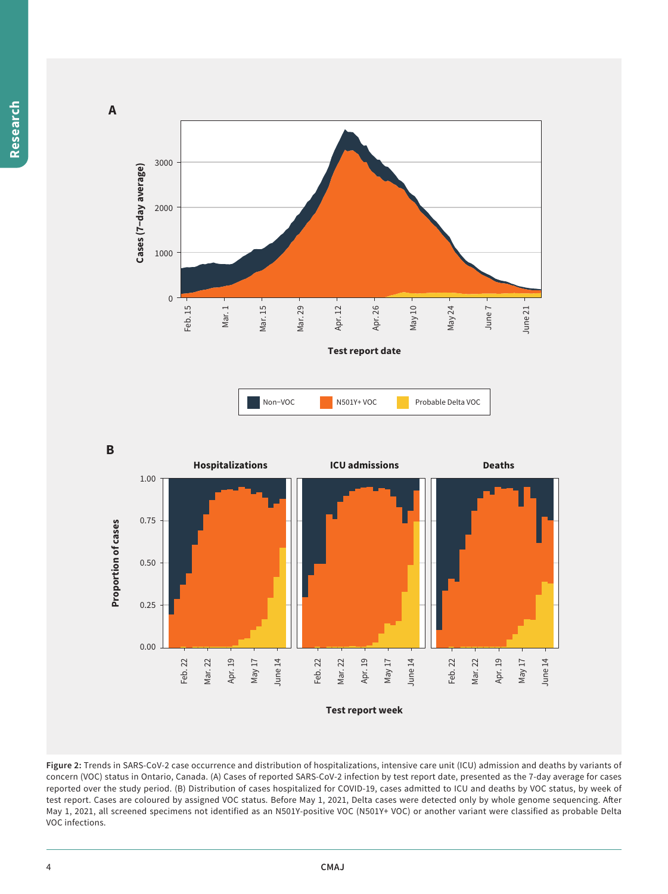**Figure 2:** Trends in SARS-CoV-2 case occurrence and distribution of hospitalizations, intensive care unit (ICU) admission and deaths by variants of concern (VOC) status in Ontario, Canada. (A) Cases of reported SARS-CoV-2 infection by test report date, presented as the 7-day average for cases reported over the study period. (B) Distribution of cases hospitalized for COVID-19, cases admitted to ICU and deaths by VOC status, by week of test report. Cases are coloured by assigned VOC status. Before May 1, 2021, Delta cases were detected only by whole genome sequencing. After May 1, 2021, all screened specimens not identified as an N501Y-positive VOC (N501Y+ VOC) or another variant were classified as probable Delta VOC infections.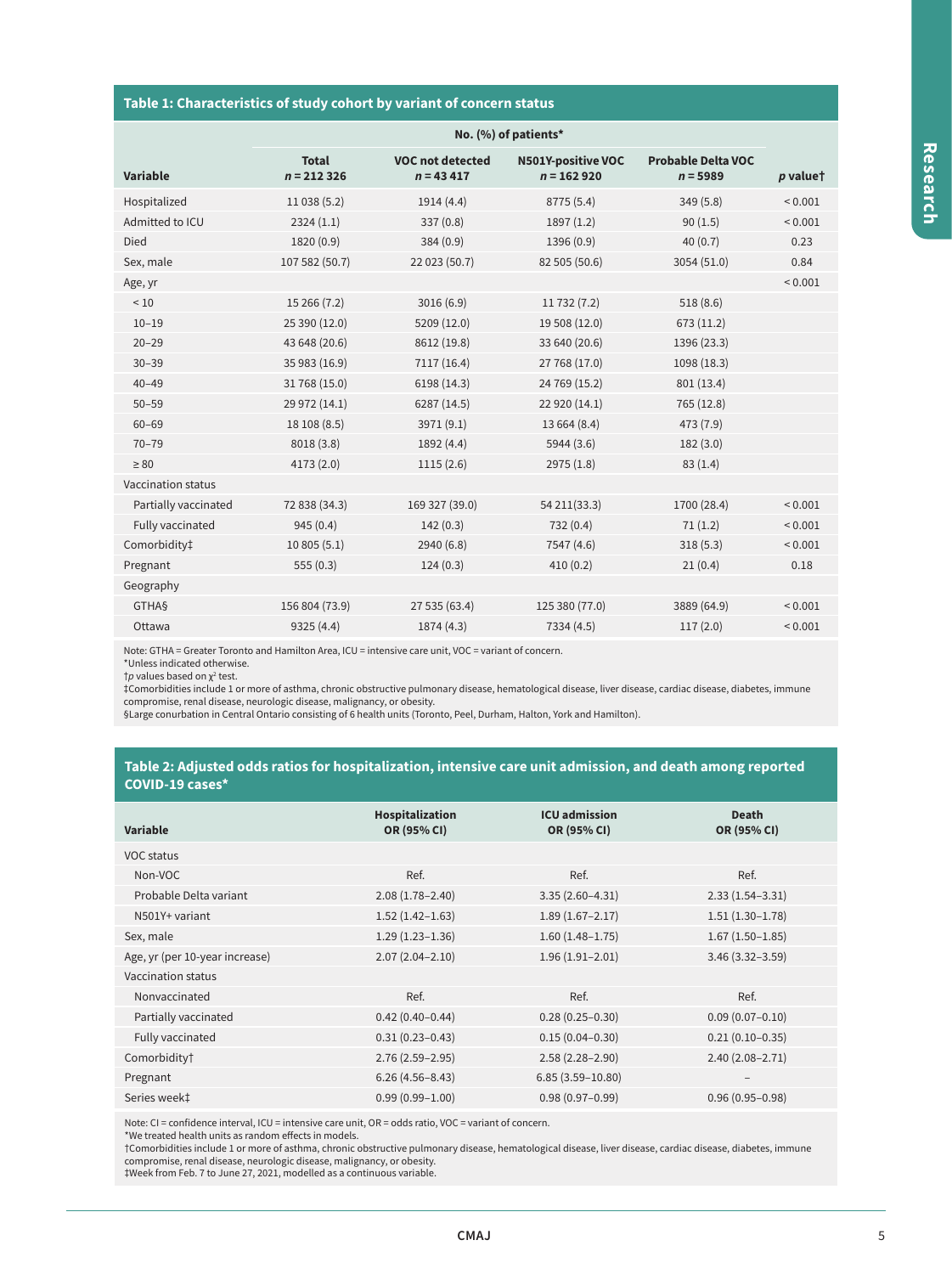**Table 1: Characteristics of study cohort by variant of concern status**

| Variable | No. (%) of patients* | | | | |
|---|---|---|---|---|---|
| | Total n = 212 326 | VOC not detected n = 43 417 | N501Y-positive VOC n = 162 920 | Probable Delta VOC n = 5989 | p value† |
| Hospitalized | 11 038 (5.2) | 1914 (4.4) | 8775 (5.4) | 349 (5.8) | < 0.001 |
| Admitted to ICU | 2324 (1.1) | 337 (0.8) | 1897 (1.2) | 90 (1.5) | < 0.001 |
| Died | 1820 (0.9) | 384 (0.9) | 1396 (0.9) | 40 (0.7) | 0.23 |
| Sex, male | 107 582 (50.7) | 22 023 (50.7) | 82 505 (50.6) | 3054 (51.0) | 0.84 |
| Age, yr | | | | | < 0.001 |
| < 10 | 15 266 (7.2) | 3016 (6.9) | 11 732 (7.2) | 518 (8.6) | |
| 10–19 | 25 390 (12.0) | 5209 (12.0) | 19 508 (12.0) | 673 (11.2) | |
| 20–29 | 43 648 (20.6) | 8612 (19.8) | 33 640 (20.6) | 1396 (23.3) | |
| 30–39 | 35 983 (16.9) | 7117 (16.4) | 27 768 (17.0) | 1098 (18.3) | |
| 40–49 | 31 768 (15.0) | 6198 (14.3) | 24 769 (15.2) | 801 (13.4) | |
| 50–59 | 29 972 (14.1) | 6287 (14.5) | 22 920 (14.1) | 765 (12.8) | |
| 60–69 | 18 108 (8.5) | 3971 (9.1) | 13 664 (8.4) | 473 (7.9) | |
| 70–79 | 8018 (3.8) | 1892 (4.4) | 5944 (3.6) | 182 (3.0) | |
| ≥ 80 | 4173 (2.0) | 1115 (2.6) | 2975 (1.8) | 83 (1.4) | |
| Vaccination status | | | | | |
| Partially vaccinated | 72 838 (34.3) | 169 327 (39.0) | 54 211(33.3) | 1700 (28.4) | < 0.001 |
| Fully vaccinated | 945 (0.4) | 142 (0.3) | 732 (0.4) | 71 (1.2) | < 0.001 |
| Comorbidity‡ | 10 805 (5.1) | 2940 (6.8) | 7547 (4.6) | 318 (5.3) | < 0.001 |
| Pregnant | 555 (0.3) | 124 (0.3) | 410 (0.2) | 21 (0.4) | 0.18 |
| Geography | | | | | |
| GTHA§ | 156 804 (73.9) | 27 535 (63.4) | 125 380 (77.0) | 3889 (64.9) | < 0.001 |
| Ottawa | 9325 (4.4) | 1874 (4.3) | 7334 (4.5) | 117 (2.0) | < 0.001 |

Note: GTHA = Greater Toronto and Hamilton Area, ICU = intensive care unit, VOC = variant of concern.
*Unless indicated otherwise.
†p values based on $\chi^2$ test.
‡Comorbidities include 1 or more of asthma, chronic obstructive pulmonary disease, hematological disease, liver disease, cardiac disease, diabetes, immune compromise, renal disease, neurologic disease, malignancy, or obesity.
§Large conurbation in Central Ontario consisting of 6 health units (Toronto, Peel, Durham, Halton, York and Hamilton).

**Table 2: Adjusted odds ratios for hospitalization, intensive care unit admission, and death among reported COVID-19 cases***

| Variable | Hospitalization OR (95% CI) | ICU admission OR (95% CI) | Death OR (95% CI) |
|---|---|---|---|
| VOC status | | | |
| Non-VOC | Ref. | Ref. | Ref. |
| Probable Delta variant | 2.08 (1.78–2.40) | 3.35 (2.60–4.31) | 2.33 (1.54–3.31) |
| N501Y+ variant | 1.52 (1.42–1.63) | 1.89 (1.67–2.17) | 1.51 (1.30–1.78) |
| Sex, male | 1.29 (1.23–1.36) | 1.60 (1.48–1.75) | 1.67 (1.50–1.85) |
| Age, yr (per 10-year increase) | 2.07 (2.04–2.10) | 1.96 (1.91–2.01) | 3.46 (3.32–3.59) |
| Vaccination status | | | |
| Nonvaccinated | Ref. | Ref. | Ref. |
| Partially vaccinated | 0.42 (0.40–0.44) | 0.28 (0.25–0.30) | 0.09 (0.07–0.10) |
| Fully vaccinated | 0.31 (0.23–0.43) | 0.15 (0.04–0.30) | 0.21 (0.10–0.35) |
| Comorbidity† | 2.76 (2.59–2.95) | 2.58 (2.28–2.90) | 2.40 (2.08–2.71) |
| Pregnant | 6.26 (4.56–8.43) | 6.85 (3.59–10.80) | – |
| Series week‡ | 0.99 (0.99–1.00) | 0.98 (0.97–0.99) | 0.96 (0.95–0.98) |

Note: CI = confidence interval, ICU = intensive care unit, OR = odds ratio, VOC = variant of concern.
*We treated health units as random effects in models.
†Comorbidities include 1 or more of asthma, chronic obstructive pulmonary disease, hematological disease, liver disease, cardiac disease, diabetes, immune compromise, renal disease, neurologic disease, malignancy, or obesity.
‡Week from Feb. 7 to June 27, 2021, modelled as a continuous variable.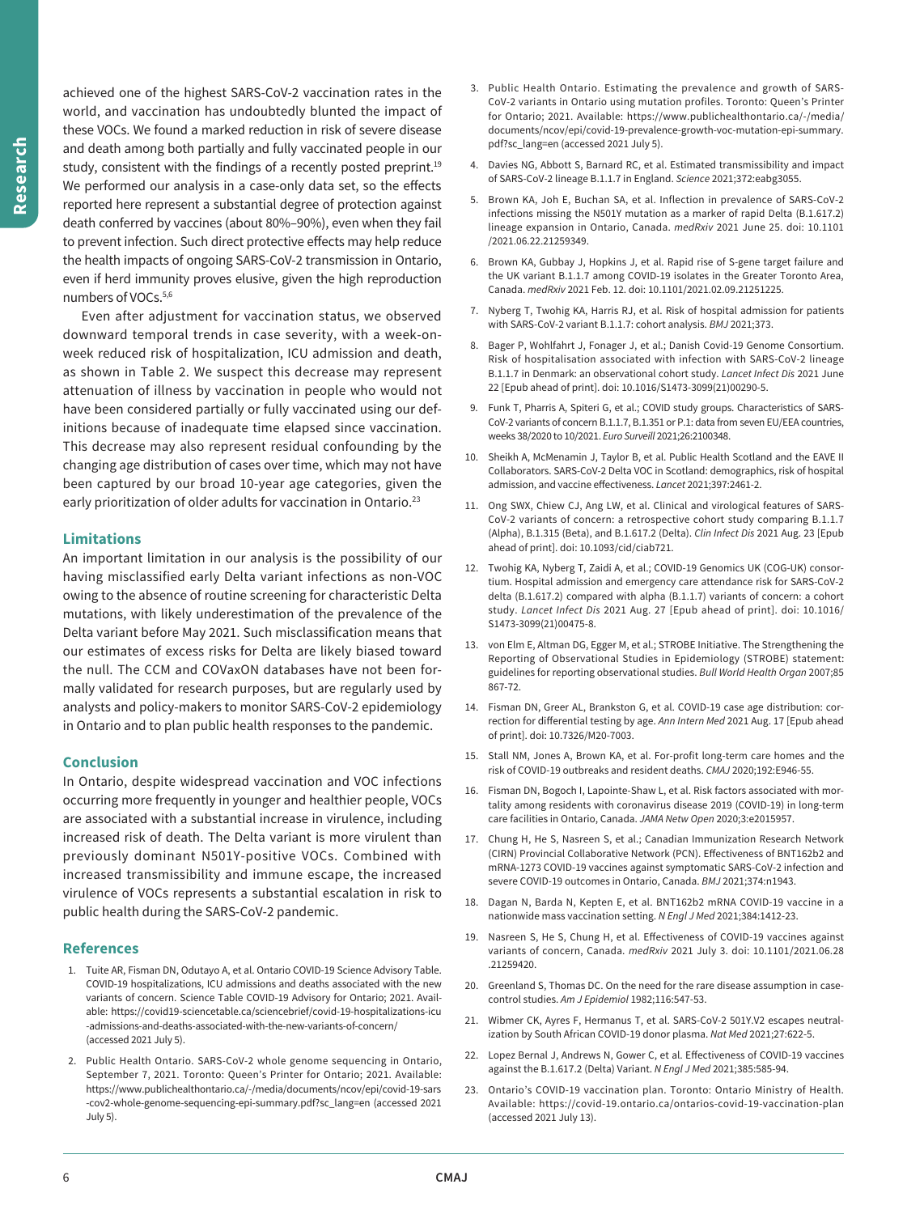achieved one of the highest SARS-CoV-2 vaccination rates in the world, and vaccination has undoubtedly blunted the impact of these VOCs. We found a marked reduction in risk of severe disease and death among both partially and fully vaccinated people in our study, consistent with the findings of a recently posted preprint.[19] We performed our analysis in a case-only data set, so the effects reported here represent a substantial degree of protection against death conferred by vaccines (about 80%–90%), even when they fail to prevent infection. Such direct protective effects may help reduce the health impacts of ongoing SARS-CoV-2 transmission in Ontario, even if herd immunity proves elusive, given the high reproduction numbers of VOCs.[5,6]

Even after adjustment for vaccination status, we observed downward temporal trends in case severity, with a week-on-week reduced risk of hospitalization, ICU admission and death, as shown in Table 2. We suspect this decrease may represent attenuation of illness by vaccination in people who would not have been considered partially or fully vaccinated using our definitions because of inadequate time elapsed since vaccination. This decrease may also represent residual confounding by the changing age distribution of cases over time, which may not have been captured by our broad 10-year age categories, given the early prioritization of older adults for vaccination in Ontario.[23]

## Limitations

An important limitation in our analysis is the possibility of our having misclassified early Delta variant infections as non-VOC owing to the absence of routine screening for characteristic Delta mutations, with likely underestimation of the prevalence of the Delta variant before May 2021. Such misclassification means that our estimates of excess risks for Delta are likely biased toward the null. The CCM and COVaxON databases have not been formally validated for research purposes, but are regularly used by analysts and policy-makers to monitor SARS-CoV-2 epidemiology in Ontario and to plan public health responses to the pandemic.

## Conclusion

In Ontario, despite widespread vaccination and VOC infections occurring more frequently in younger and healthier people, VOCs are associated with a substantial increase in virulence, including increased risk of death. The Delta variant is more virulent than previously dominant N501Y-positive VOCs. Combined with increased transmissibility and immune escape, the increased virulence of VOCs represents a substantial escalation in risk to public health during the SARS-CoV-2 pandemic.

## References

1. Tuite AR, Fisman DN, Odutayo A, et al. Ontario COVID-19 Science Advisory Table. COVID-19 hospitalizations, ICU admissions and deaths associated with the new variants of concern. Science Table COVID-19 Advisory for Ontario; 2021. Available: https://covid19-sciencetable.ca/sciencebrief/covid-19-hospitalizations-icu-admissions-and-deaths-associated-with-the-new-variants-of-concern/ (accessed 2021 July 5).
2. Public Health Ontario. SARS-CoV-2 whole genome sequencing in Ontario, September 7, 2021. Toronto: Queen's Printer for Ontario; 2021. Available: https://www.publichealthontario.ca/-/media/documents/ncov/epi/covid-19-sars-cov2-whole-genome-sequencing-epi-summary.pdf?sc_lang=en (accessed 2021 July 5).
3. Public Health Ontario. Estimating the prevalence and growth of SARS-CoV-2 variants in Ontario using mutation profiles. Toronto: Queen's Printer for Ontario; 2021. Available: https://www.publichealthontario.ca/-/media/documents/ncov/epi/covid-19-prevalence-growth-voc-mutation-epi-summary.pdf?sc_lang=en (accessed 2021 July 5).
4. Davies NG, Abbott S, Barnard RC, et al. Estimated transmissibility and impact of SARS-CoV-2 lineage B.1.1.7 in England. *Science* 2021;372:eabg3055.
5. Brown KA, Joh E, Buchan SA, et al. Inflection in prevalence of SARS-CoV-2 infections missing the N501Y mutation as a marker of rapid Delta (B.1.617.2) lineage expansion in Ontario, Canada. *medRxiv* 2021 June 25. doi: 10.1101/2021.06.22.21259349.
6. Brown KA, Gubbay J, Hopkins J, et al. Rapid rise of S-gene target failure and the UK variant B.1.1.7 among COVID-19 isolates in the Greater Toronto Area, Canada. *medRxiv* 2021 Feb. 12. doi: 10.1101/2021.02.09.21251225.
7. Nyberg T, Twohig KA, Harris RJ, et al. Risk of hospital admission for patients with SARS-CoV-2 variant B.1.1.7: cohort analysis. *BMJ* 2021;373.
8. Bager P, Wohlfahrt J, Fonager J, et al.; Danish Covid-19 Genome Consortium. Risk of hospitalisation associated with infection with SARS-CoV-2 lineage B.1.1.7 in Denmark: an observational cohort study. *Lancet Infect Dis* 2021 June 22 [Epub ahead of print]. doi: 10.1016/S1473-3099(21)00290-5.
9. Funk T, Pharris A, Spiteri G, et al.; COVID study groups. Characteristics of SARS-CoV-2 variants of concern B.1.1.7, B.1.351 or P.1: data from seven EU/EEA countries, weeks 38/2020 to 10/2021. *Euro Surveill* 2021;26:2100348.
10. Sheikh A, McMenamin J, Taylor B, et al. Public Health Scotland and the EAVE II Collaborators. SARS-CoV-2 Delta VOC in Scotland: demographics, risk of hospital admission, and vaccine effectiveness. *Lancet* 2021;397:2461-2.
11. Ong SWX, Chiew CJ, Ang LW, et al. Clinical and virological features of SARS-CoV-2 variants of concern: a retrospective cohort study comparing B.1.1.7 (Alpha), B.1.315 (Beta), and B.1.617.2 (Delta). *Clin Infect Dis* 2021 Aug. 23 [Epub ahead of print]. doi: 10.1093/cid/ciab721.
12. Twohig KA, Nyberg T, Zaidi A, et al.; COVID-19 Genomics UK (COG-UK) consortium. Hospital admission and emergency care attendance risk for SARS-CoV-2 delta (B.1.617.2) compared with alpha (B.1.1.7) variants of concern: a cohort study. *Lancet Infect Dis* 2021 Aug. 27 [Epub ahead of print]. doi: 10.1016/S1473-3099(21)00475-8.
13. von Elm E, Altman DG, Egger M, et al.; STROBE Initiative. The Strengthening the Reporting of Observational Studies in Epidemiology (STROBE) statement: guidelines for reporting observational studies. *Bull World Health Organ* 2007;85 867-72.
14. Fisman DN, Greer AL, Brankston G, et al. COVID-19 case age distribution: correction for differential testing by age. *Ann Intern Med* 2021 Aug. 17 [Epub ahead of print]. doi: 10.7326/M20-7003.
15. Stall NM, Jones A, Brown KA, et al. For-profit long-term care homes and the risk of COVID-19 outbreaks and resident deaths. *CMAJ* 2020;192:E946-55.
16. Fisman DN, Bogoch I, Lapointe-Shaw L, et al. Risk factors associated with mortality among residents with coronavirus disease 2019 (COVID-19) in long-term care facilities in Ontario, Canada. *JAMA Netw Open* 2020;3:e2015957.
17. Chung H, He S, Nasreen S, et al.; Canadian Immunization Research Network (CIRN) Provincial Collaborative Network (PCN). Effectiveness of BNT162b2 and mRNA-1273 COVID-19 vaccines against symptomatic SARS-CoV-2 infection and severe COVID-19 outcomes in Ontario, Canada. *BMJ* 2021;374:n1943.
18. Dagan N, Barda N, Kepten E, et al. BNT162b2 mRNA COVID-19 vaccine in a nationwide mass vaccination setting. *N Engl J Med* 2021;384:1412-23.
19. Nasreen S, He S, Chung H, et al. Effectiveness of COVID-19 vaccines against variants of concern, Canada. *medRxiv* 2021 July 3. doi: 10.1101/2021.06.28.21259420.
20. Greenland S, Thomas DC. On the need for the rare disease assumption in case-control studies. *Am J Epidemiol* 1982;116:547-53.
21. Wibmer CK, Ayres F, Hermanus T, et al. SARS-CoV-2 501Y.V2 escapes neutralization by South African COVID-19 donor plasma. *Nat Med* 2021;27:622-5.
22. Lopez Bernal J, Andrews N, Gower C, et al. Effectiveness of COVID-19 vaccines against the B.1.617.2 (Delta) Variant. *N Engl J Med* 2021;385:585-94.
23. Ontario's COVID-19 vaccination plan. Toronto: Ontario Ministry of Health. Available: https://covid-19.ontario.ca/ontarios-covid-19-vaccination-plan (accessed 2021 July 13).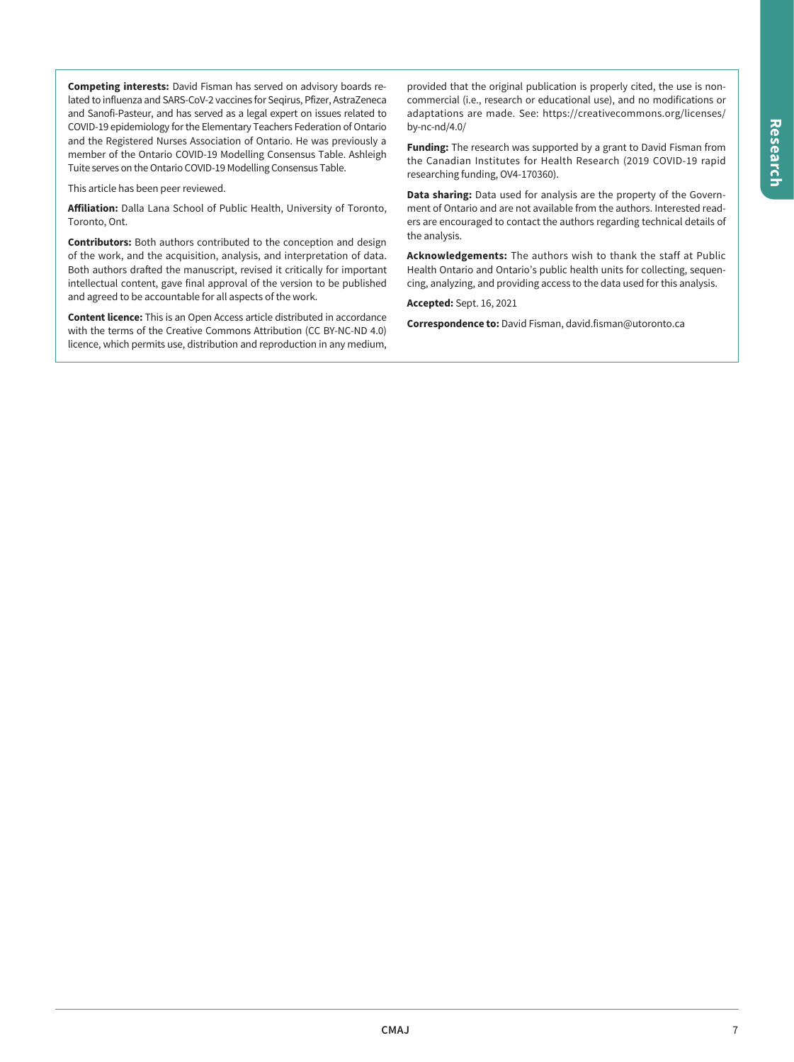**Competing interests:** David Fisman has served on advisory boards related to influenza and SARS-CoV-2 vaccines for Seqirus, Pfizer, AstraZeneca and Sanofi-Pasteur, and has served as a legal expert on issues related to COVID-19 epidemiology for the Elementary Teachers Federation of Ontario and the Registered Nurses Association of Ontario. He was previously a member of the Ontario COVID-19 Modelling Consensus Table. Ashleigh Tuite serves on the Ontario COVID-19 Modelling Consensus Table.

This article has been peer reviewed.

**Affiliation:** Dalla Lana School of Public Health, University of Toronto, Toronto, Ont.

**Contributors:** Both authors contributed to the conception and design of the work, and the acquisition, analysis, and interpretation of data. Both authors drafted the manuscript, revised it critically for important intellectual content, gave final approval of the version to be published and agreed to be accountable for all aspects of the work.

**Content licence:** This is an Open Access article distributed in accordance with the terms of the Creative Commons Attribution (CC BY-NC-ND 4.0) licence, which permits use, distribution and reproduction in any medium, provided that the original publication is properly cited, the use is noncommercial (i.e., research or educational use), and no modifications or adaptations are made. See: https://creativecommons.org/licenses/by-nc-nd/4.0/

**Funding:** The research was supported by a grant to David Fisman from the Canadian Institutes for Health Research (2019 COVID-19 rapid researching funding, OV4-170360).

**Data sharing:** Data used for analysis are the property of the Government of Ontario and are not available from the authors. Interested readers are encouraged to contact the authors regarding technical details of the analysis.

**Acknowledgements:** The authors wish to thank the staff at Public Health Ontario and Ontario's public health units for collecting, sequencing, analyzing, and providing access to the data used for this analysis.

**Accepted:** Sept. 16, 2021

**Correspondence to:** David Fisman, david.fisman@utoronto.ca